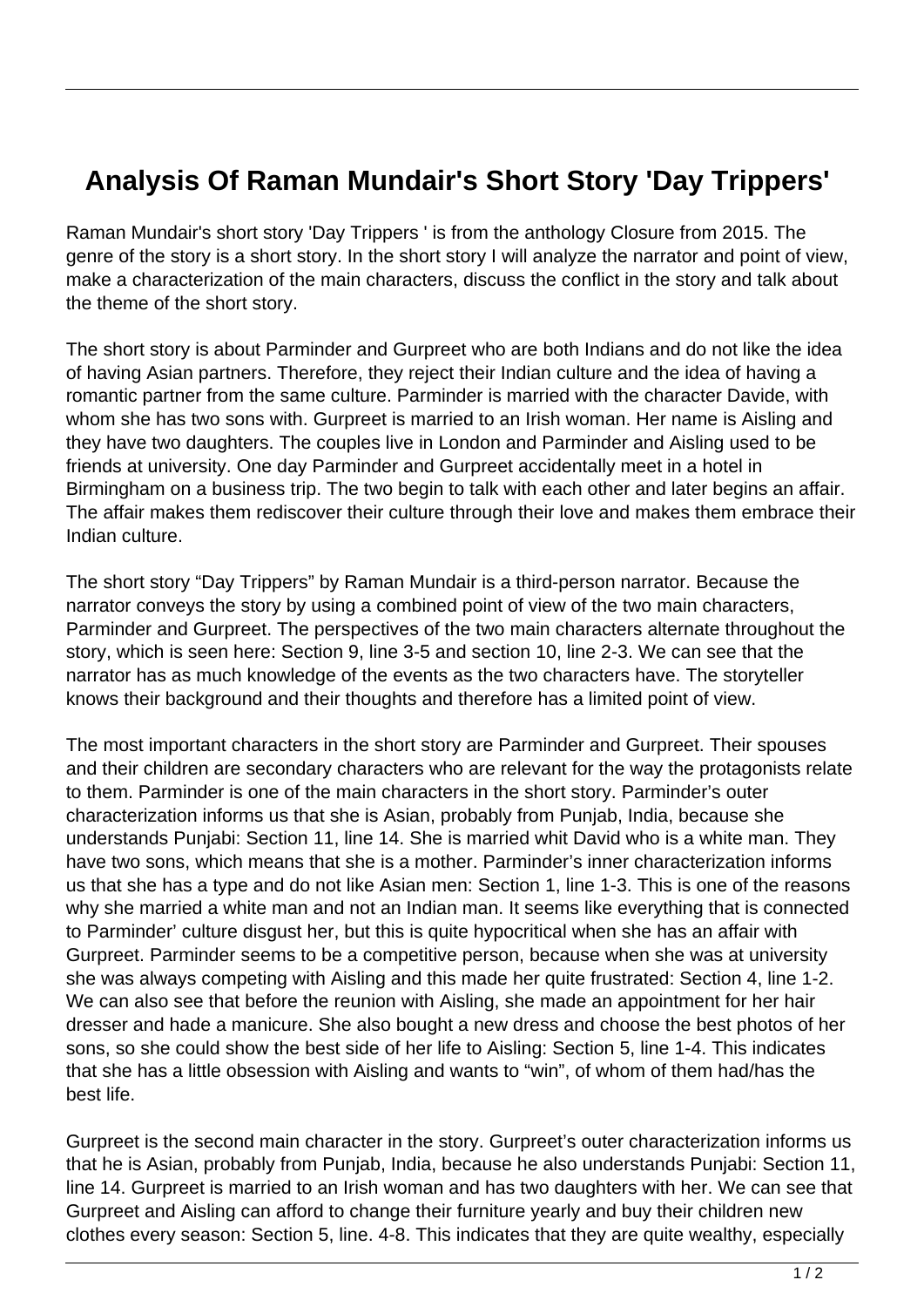# Analysis Of Raman Mundair's Short Story 'Day Trippers'

Raman Mundair's short story 'Day Trippers ' is from the anthology Closure from 2015. The genre of the story is a short story. In the short story I will analyze the narrator and point of view, make a characterization of the main characters, discuss the conflict in the story and talk about the theme of the short story.

The short story is about Parminder and Gurpreet who are both Indians and do not like the idea of having Asian partners. Therefore, they reject their Indian culture and the idea of having a romantic partner from the same culture. Parminder is married with the character Davide, with whom she has two sons with. Gurpreet is married to an Irish woman. Her name is Aisling and they have two daughters. The couples live in London and Parminder and Aisling used to be friends at university. One day Parminder and Gurpreet accidentally meet in a hotel in Birmingham on a business trip. The two begin to talk with each other and later begins an affair. The affair makes them rediscover their culture through their love and makes them embrace their Indian culture.

The short story "Day Trippers" by Raman Mundair is a third-person narrator. Because the narrator conveys the story by using a combined point of view of the two main characters, Parminder and Gurpreet. The perspectives of the two main characters alternate throughout the story, which is seen here: Section 9, line 3-5 and section 10, line 2-3. We can see that the narrator has as much knowledge of the events as the two characters have. The storyteller knows their background and their thoughts and therefore has a limited point of view.

The most important characters in the short story are Parminder and Gurpreet. Their spouses and their children are secondary characters who are relevant for the way the protagonists relate to them. Parminder is one of the main characters in the short story. Parminder's outer characterization informs us that she is Asian, probably from Punjab, India, because she understands Punjabi: Section 11, line 14. She is married whit David who is a white man. They have two sons, which means that she is a mother. Parminder's inner characterization informs us that she has a type and do not like Asian men: Section 1, line 1-3. This is one of the reasons why she married a white man and not an Indian man. It seems like everything that is connected to Parminder' culture disgust her, but this is quite hypocritical when she has an affair with Gurpreet. Parminder seems to be a competitive person, because when she was at university she was always competing with Aisling and this made her quite frustrated: Section 4, line 1-2. We can also see that before the reunion with Aisling, she made an appointment for her hair dresser and hade a manicure. She also bought a new dress and choose the best photos of her sons, so she could show the best side of her life to Aisling: Section 5, line 1-4. This indicates that she has a little obsession with Aisling and wants to "win", of whom of them had/has the best life.

Gurpreet is the second main character in the story. Gurpreet's outer characterization informs us that he is Asian, probably from Punjab, India, because he also understands Punjabi: Section 11, line 14. Gurpreet is married to an Irish woman and has two daughters with her. We can see that Gurpreet and Aisling can afford to change their furniture yearly and buy their children new clothes every season: Section 5, line. 4-8. This indicates that they are quite wealthy, especially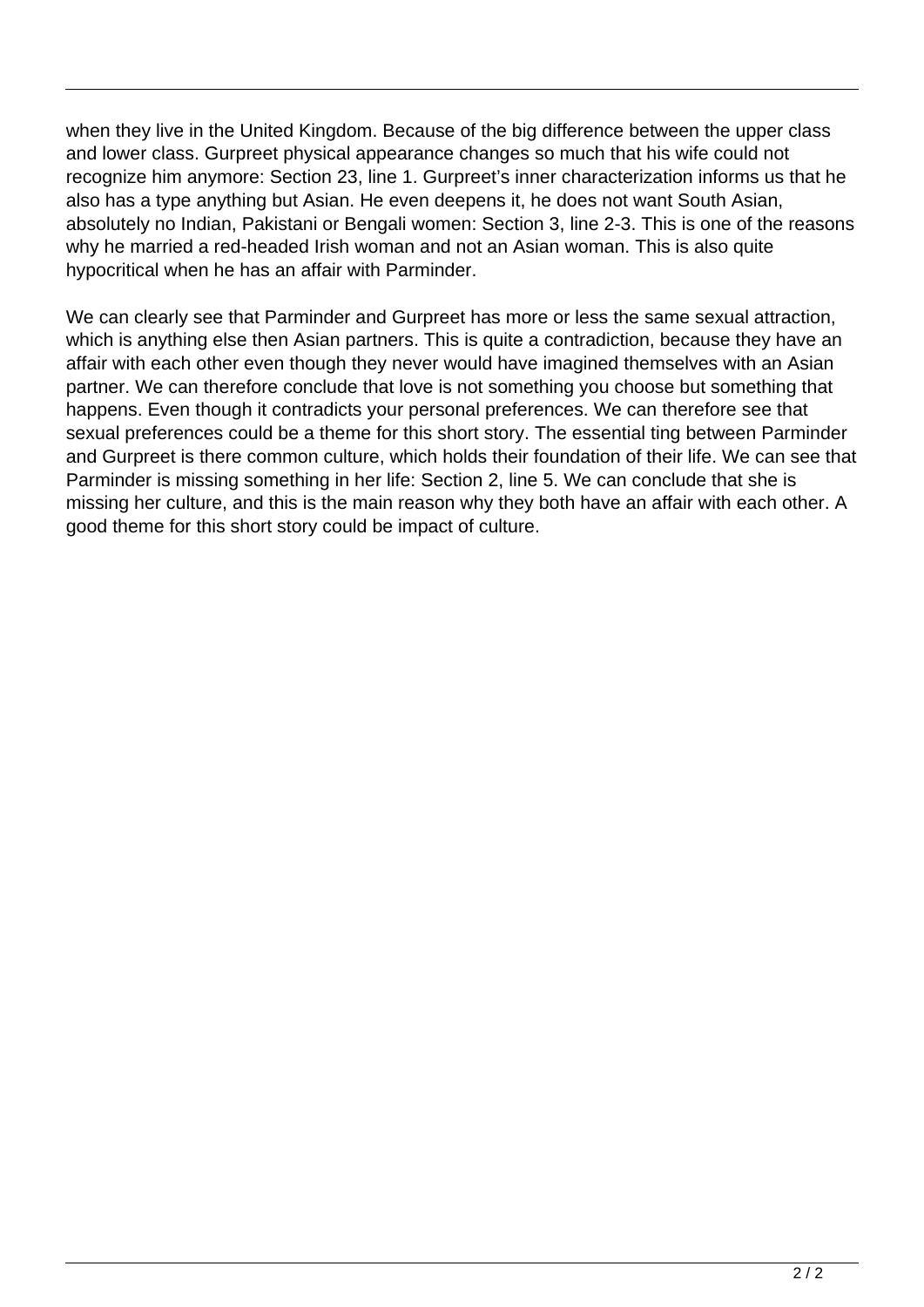when they live in the United Kingdom. Because of the big difference between the upper class and lower class. Gurpreet physical appearance changes so much that his wife could not recognize him anymore: Section 23, line 1. Gurpreet's inner characterization informs us that he also has a type anything but Asian. He even deepens it, he does not want South Asian, absolutely no Indian, Pakistani or Bengali women: Section 3, line 2-3. This is one of the reasons why he married a red-headed Irish woman and not an Asian woman. This is also quite hypocritical when he has an affair with Parminder.

We can clearly see that Parminder and Gurpreet has more or less the same sexual attraction, which is anything else then Asian partners. This is quite a contradiction, because they have an affair with each other even though they never would have imagined themselves with an Asian partner. We can therefore conclude that love is not something you choose but something that happens. Even though it contradicts your personal preferences. We can therefore see that sexual preferences could be a theme for this short story. The essential ting between Parminder and Gurpreet is there common culture, which holds their foundation of their life. We can see that Parminder is missing something in her life: Section 2, line 5. We can conclude that she is missing her culture, and this is the main reason why they both have an affair with each other. A good theme for this short story could be impact of culture.